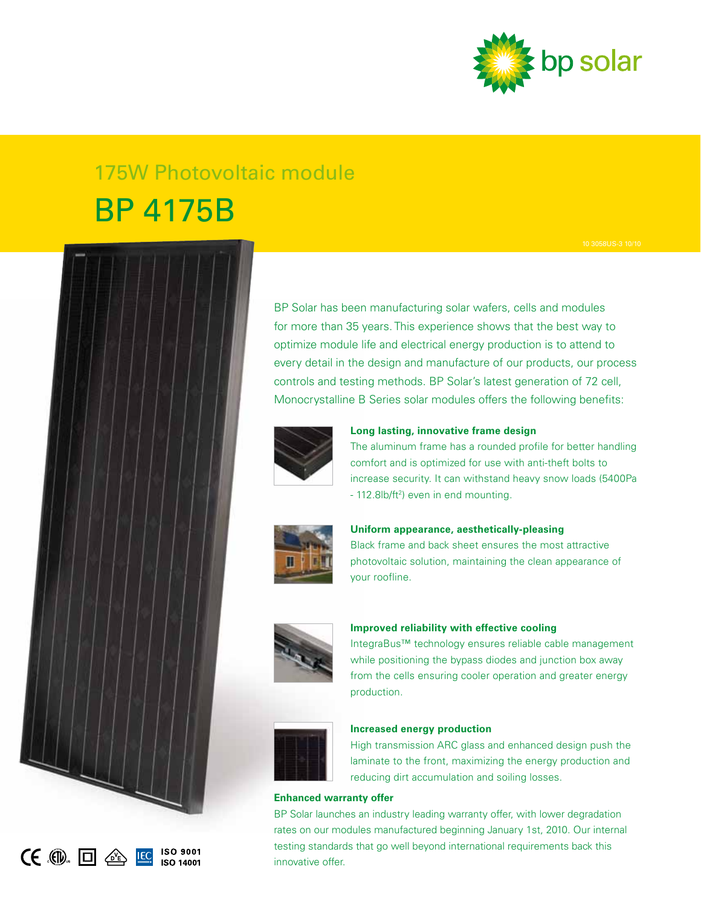bp solar

175W Photovoltaic module

# BP 4175B

10 3058US-3 10/10

BP Solar has been manufacturing solar wafers, cells and modules for more than 35 years. This experience shows that the best way to optimize module life and electrical energy production is to attend to every detail in the design and manufacture of our products, our process controls and testing methods. BP Solar's latest generation of 72 cell, Monocrystalline B Series solar modules offers the following benefits:

### Long lasting, innovative frame design

The aluminum frame has a rounded profile for better handling comfort and is optimized for use with anti-theft bolts to increase security. It can withstand heavy snow loads (5400Pa - 112.8lb/ft$^2$) even in end mounting.

### Uniform appearance, aesthetically-pleasing

Black frame and back sheet ensures the most attractive photovoltaic solution, maintaining the clean appearance of your roofline.

### Improved reliability with effective cooling

IntegraBus™ technology ensures reliable cable management while positioning the bypass diodes and junction box away from the cells ensuring cooler operation and greater energy production.

### Increased energy production

High transmission ARC glass and enhanced design push the laminate to the front, maximizing the energy production and reducing dirt accumulation and soiling losses.

### Enhanced warranty offer

BP Solar launches an industry leading warranty offer, with lower degradation rates on our modules manufactured beginning January 1st, 2010. Our internal testing standards that go well beyond international requirements back this innovative offer.

ISO 9001
ISO 14001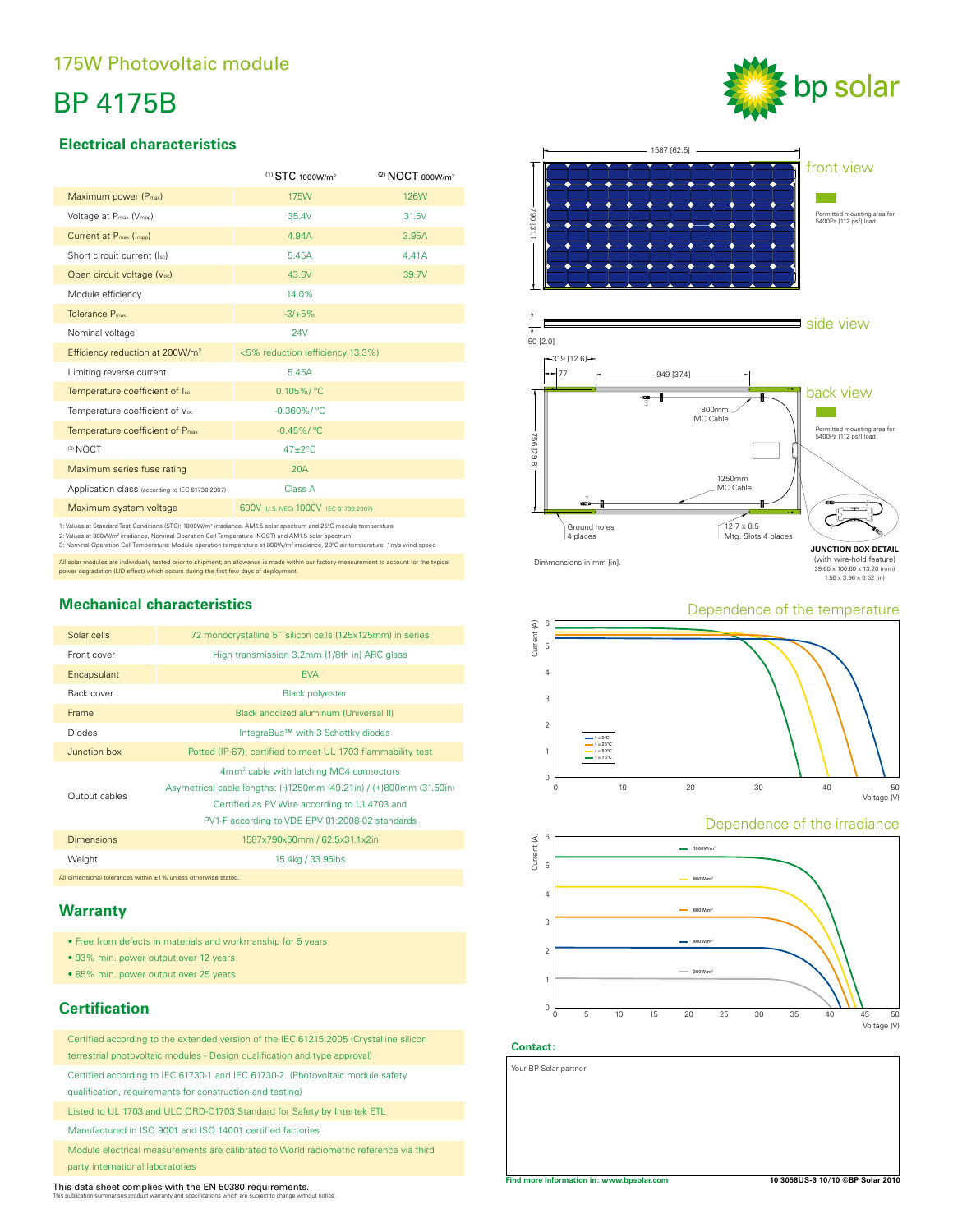175W Photovoltaic module

# BP 4175B

## Electrical characteristics

| | (1) STC 1000W/m² | (2) NOCT 800W/m² |
|---|---|---|
| Maximum power ($P_{max}$) | 175W | 126W |
| Voltage at $P_{max}$ ($V_{mpp}$) | 35.4V | 31.5V |
| Current at $P_{max}$ ($I_{mpp}$) | 4.94A | 3.95A |
| Short circuit current ($I_{sc}$) | 5.45A | 4.41A |
| Open circuit voltage ($V_{oc}$) | 43.6V | 39.7V |
| Module efficiency | 14.0% | |
| Tolerance $P_{max}$ | -3/+5% | |
| Nominal voltage | 24V | |
| Efficiency reduction at 200W/m² | <5% reduction (efficiency 13.3%) | |
| Limiting reverse current | 5.45A | |
| Temperature coefficient of $I_{sc}$ | 0.105%/ °C | |
| Temperature coefficient of $V_{oc}$ | -0.360%/ °C | |
| Temperature coefficient of $P_{max}$ | -0.45%/ °C | |
| (3) NOCT | 47±2°C | |
| Maximum series fuse rating | 20A | |
| Application class (according to IEC 61730:2007) | Class A | |
| Maximum system voltage | 600V (U.S. NEC) 1000V (IEC 61730:2007) | |

1: Values at Standard Test Conditions (STC): 1000W/m² irradiance, AM1.5 solar spectrum and 25°C module temperature
2: Values at 800W/m² irradiance, Nominal Operation Cell Temperature (NOCT) and AM1.5 solar spectrum
3: Nominal Operation Cell Temperature: Module operation temperature at 800W/m² irradiance, 20°C air temperature, 1m/s wind speed

All solar modules are individually tested prior to shipment; an allowance is made within our factory measurement to account for the typical power degradation (LID effect) which occurs during the first few days of deployment.

## Mechanical characteristics

| | |
|---|---|
| Solar cells | 72 monocrystalline 5" silicon cells (125x125mm) in series |
| Front cover | High transmission 3.2mm (1/8th in) ARC glass |
| Encapsulant | EVA |
| Back cover | Black polyester |
| Frame | Black anodized aluminum (Universal II) |
| Diodes | IntegraBus™ with 3 Schottky diodes |
| Junction box | Potted (IP 67); certified to meet UL 1703 flammability test |
| Output cables | 4mm² cable with latching MC4 connectors<br>Asymetrical cable lengths: (-)1250mm (49.21in) / (+)800mm (31.50in)<br>Certified as PV Wire according to UL4703 and<br>PV1-F according to VDE EPV 01:2008-02 standards |
| Dimensions | 1587x790x50mm / 62.5x31.1x2in |
| Weight | 15.4kg / 33.95lbs |

All dimensional tolerances within ±1% unless otherwise stated.

## Warranty

- Free from defects in materials and workmanship for 5 years
- 93% min. power output over 12 years
- 85% min. power output over 25 years

## Certification

Certified according to the extended version of the IEC 61215:2005 (Crystalline silicon terrestrial photovoltaic modules - Design qualification and type approval)

Certified according to IEC 61730-1 and IEC 61730-2. (Photovoltaic module safety qualification, requirements for construction and testing)

Listed to UL 1703 and ULC ORD-C1703 Standard for Safety by Intertek ETL

Manufactured in ISO 9001 and ISO 14001 certified factories

Module electrical measurements are calibrated to World radiometric reference via third party international laboratories

This data sheet complies with the EN 50380 requirements.
This publication summarises product warranty and specifications which are subject to change without notice.

bp solar

1587 [62.5]
790 [31.1]
front view
Permitted mounting area for 5400Pa [112 psf] load

side view
50 [2.0]

319 [12.6]
77
949 [37.4]
756 [29.8]
back view
800mm MC Cable
1250mm MC Cable
Permitted mounting area for 5400Pa [112 psf] load
Ground holes 4 places
12.7 x 8.5 Mtg. Slots 4 places
Dimensions in mm [in].

**JUNCTION BOX DETAIL**
(with wire-hold feature)
39.60 x 100.60 x 13.20 (mm)
1.56 x 3.96 x 0.52 (in)

Dependence of the temperature
Current (A)
Voltage (V)
t = 0°C
t = 25°C
t = 50°C
t = 75°C

Dependence of the irradiance
Current (A)
Voltage (V)
1000W/m²
800W/m²
600W/m²
400W/m²
200W/m²

**Contact:**

Your BP Solar partner

**Find more information in: www.bpsolar.com**

**10 3058US-3 10/10 ©BP Solar 2010**